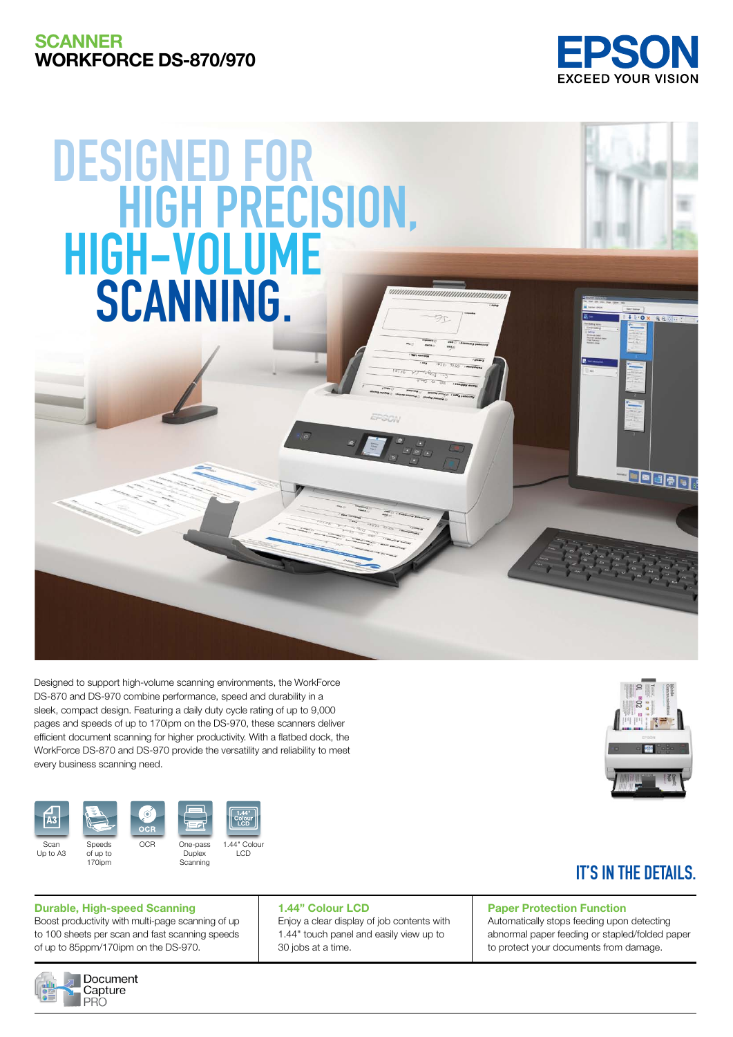# SCANNER
## WORKFORCE DS-870/970

EPSON
EXCEED YOUR VISION

# DESIGNED FOR HIGH PRECISION, HIGH-VOLUME SCANNING.

Designed to support high-volume scanning environments, the WorkForce DS-870 and DS-970 combine performance, speed and durability in a sleek, compact design. Featuring a daily duty cycle rating of up to 9,000 pages and speeds of up to 170ipm on the DS-970, these scanners deliver efficient document scanning for higher productivity. With a flatbed dock, the WorkForce DS-870 and DS-970 provide the versatility and reliability to meet every business scanning need.

- Scan Up to A3
- Speeds of up to 170ipm
- OCR
- One-pass Duplex Scanning
- 1.44" Colour LCD

## IT'S IN THE DETAILS.

### Durable, High-speed Scanning

Boost productivity with multi-page scanning of up to 100 sheets per scan and fast scanning speeds of up to 85ppm/170ipm on the DS-970.

### 1.44" Colour LCD

Enjoy a clear display of job contents with 1.44" touch panel and easily view up to 30 jobs at a time.

### Paper Protection Function

Automatically stops feeding upon detecting abnormal paper feeding or stapled/folded paper to protect your documents from damage.

Document Capture PRO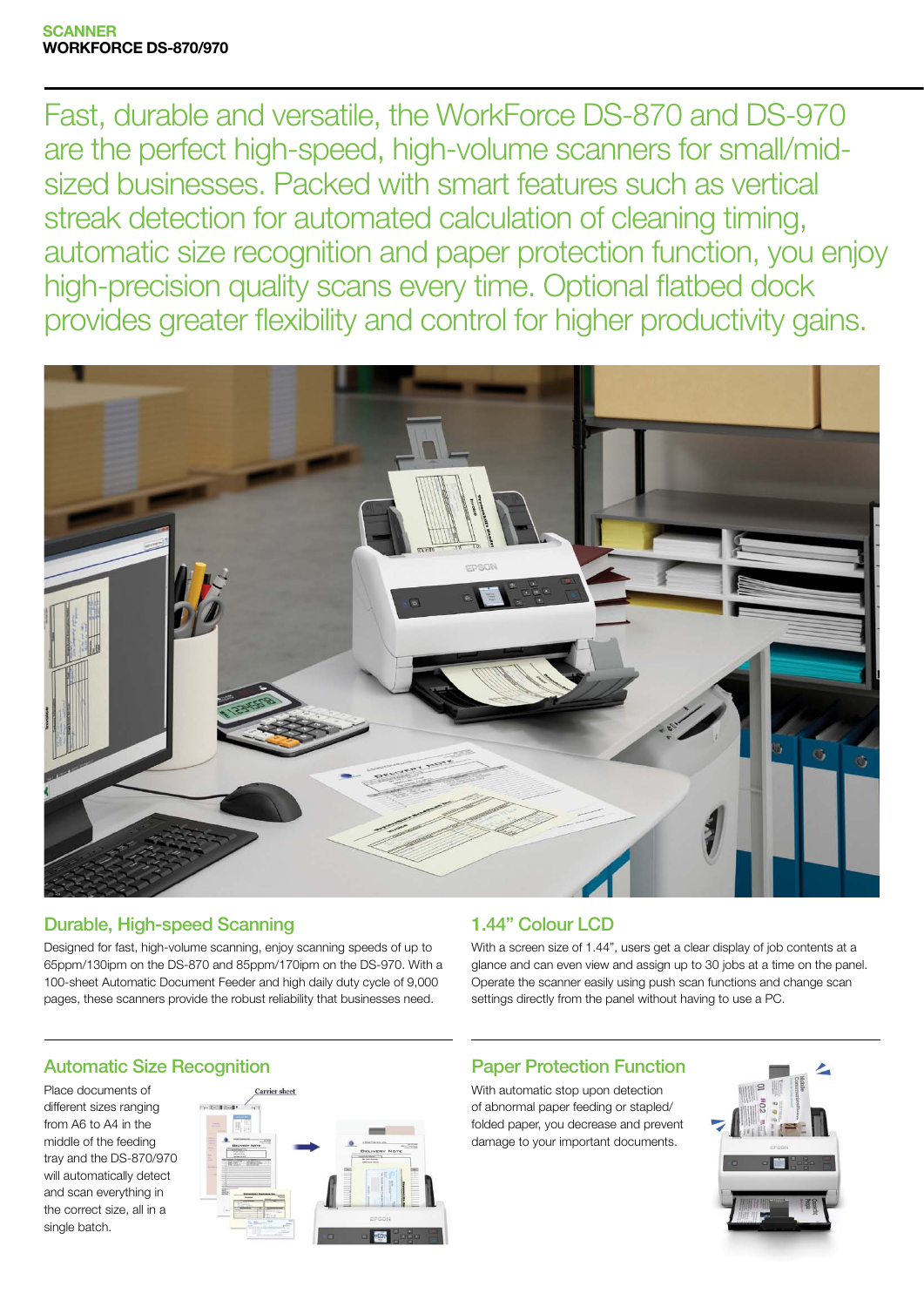**SCANNER**
**WORKFORCE DS-870/970**

Fast, durable and versatile, the WorkForce DS-870 and DS-970 are the perfect high-speed, high-volume scanners for small/mid-sized businesses. Packed with smart features such as vertical streak detection for automated calculation of cleaning timing, automatic size recognition and paper protection function, you enjoy high-precision quality scans every time. Optional flatbed dock provides greater flexibility and control for higher productivity gains.

## Durable, High-speed Scanning

Designed for fast, high-volume scanning, enjoy scanning speeds of up to 65ppm/130ipm on the DS-870 and 85ppm/170ipm on the DS-970. With a 100-sheet Automatic Document Feeder and high daily duty cycle of 9,000 pages, these scanners provide the robust reliability that businesses need.

## 1.44" Colour LCD

With a screen size of 1.44", users get a clear display of job contents at a glance and can even view and assign up to 30 jobs at a time on the panel. Operate the scanner easily using push scan functions and change scan settings directly from the panel without having to use a PC.

## Automatic Size Recognition

Place documents of different sizes ranging from A6 to A4 in the middle of the feeding tray and the DS-870/970 will automatically detect and scan everything in the correct size, all in a single batch.

## Paper Protection Function

With automatic stop upon detection of abnormal paper feeding or stapled/folded paper, you decrease and prevent damage to your important documents.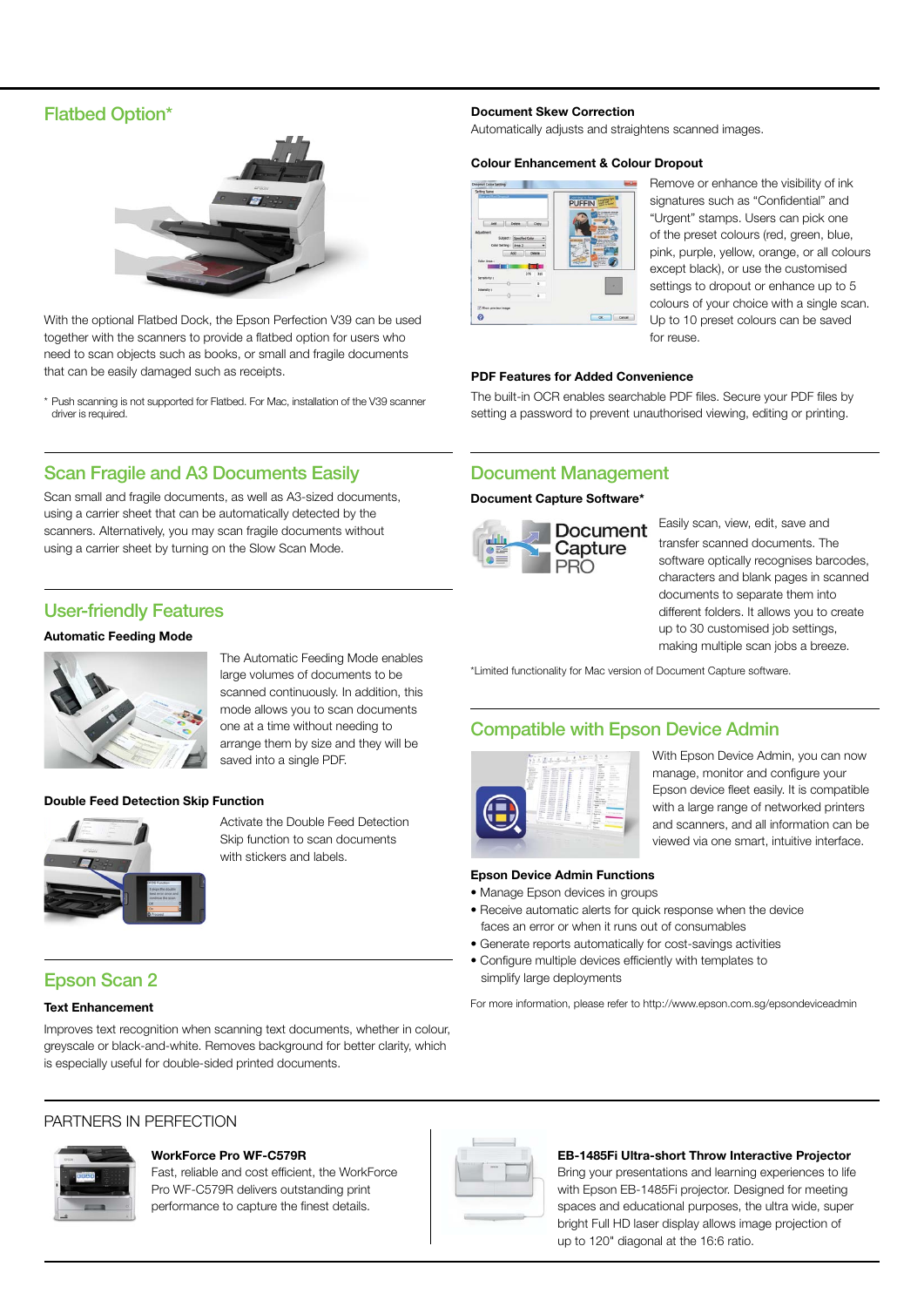## Flatbed Option*

With the optional Flatbed Dock, the Epson Perfection V39 can be used together with the scanners to provide a flatbed option for users who need to scan objects such as books, or small and fragile documents that can be easily damaged such as receipts.

* Push scanning is not supported for Flatbed. For Mac, installation of the V39 scanner driver is required.

## Scan Fragile and A3 Documents Easily

Scan small and fragile documents, as well as A3-sized documents, using a carrier sheet that can be automatically detected by the scanners. Alternatively, you may scan fragile documents without using a carrier sheet by turning on the Slow Scan Mode.

## User-friendly Features

### Automatic Feeding Mode

The Automatic Feeding Mode enables large volumes of documents to be scanned continuously. In addition, this mode allows you to scan documents one at a time without needing to arrange them by size and they will be saved into a single PDF.

### Double Feed Detection Skip Function

Activate the Double Feed Detection Skip function to scan documents with stickers and labels.

## Epson Scan 2

### Text Enhancement

Improves text recognition when scanning text documents, whether in colour, greyscale or black-and-white. Removes background for better clarity, which is especially useful for double-sided printed documents.

### Document Skew Correction

Automatically adjusts and straightens scanned images.

### Colour Enhancement & Colour Dropout

Remove or enhance the visibility of ink signatures such as "Confidential" and "Urgent" stamps. Users can pick one of the preset colours (red, green, blue, pink, purple, yellow, orange, or all colours except black), or use the customised settings to dropout or enhance up to 5 colours of your choice with a single scan. Up to 10 preset colours can be saved for reuse.

### PDF Features for Added Convenience

The built-in OCR enables searchable PDF files. Secure your PDF files by setting a password to prevent unauthorised viewing, editing or printing.

## Document Management

### Document Capture Software*

Easily scan, view, edit, save and transfer scanned documents. The software optically recognises barcodes, characters and blank pages in scanned documents to separate them into different folders. It allows you to create up to 30 customised job settings, making multiple scan jobs a breeze.

*Limited functionality for Mac version of Document Capture software.

## Compatible with Epson Device Admin

With Epson Device Admin, you can now manage, monitor and configure your Epson device fleet easily. It is compatible with a large range of networked printers and scanners, and all information can be viewed via one smart, intuitive interface.

### Epson Device Admin Functions

- Manage Epson devices in groups
- Receive automatic alerts for quick response when the device faces an error or when it runs out of consumables
- Generate reports automatically for cost-savings activities
- Configure multiple devices efficiently with templates to simplify large deployments

For more information, please refer to http://www.epson.com.sg/epsondeviceadmin

## PARTNERS IN PERFECTION

**WorkForce Pro WF-C579R**
Fast, reliable and cost efficient, the WorkForce Pro WF-C579R delivers outstanding print performance to capture the finest details.

**EB-1485Fi Ultra-short Throw Interactive Projector**
Bring your presentations and learning experiences to life with Epson EB-1485Fi projector. Designed for meeting spaces and educational purposes, the ultra wide, super bright Full HD laser display allows image projection of up to 120" diagonal at the 16:6 ratio.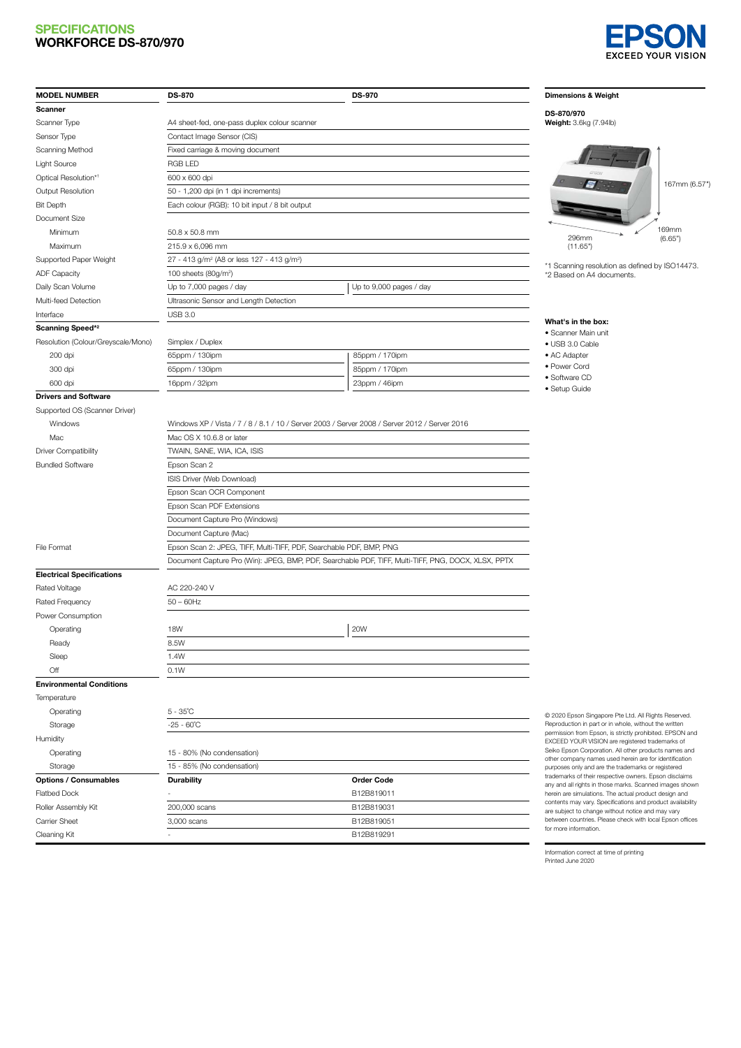## SPECIFICATIONS
## WORKFORCE DS-870/970

EPSON
EXCEED YOUR VISION

| MODEL NUMBER | DS-870 | DS-970 |
|---|---|---|
| **Scanner** | | |
| Scanner Type | A4 sheet-fed, one-pass duplex colour scanner | |
| Sensor Type | Contact Image Sensor (CIS) | |
| Scanning Method | Fixed carriage & moving document | |
| Light Source | RGB LED | |
| Optical Resolution*1 | 600 x 600 dpi | |
| Output Resolution | 50 - 1,200 dpi (in 1 dpi increments) | |
| Bit Depth | Each colour (RGB): 10 bit input / 8 bit output | |
| Document Size | | |
| Minimum | 50.8 x 50.8 mm | |
| Maximum | 215.9 x 6,096 mm | |
| Supported Paper Weight | 27 - 413 g/m² (A8 or less 127 - 413 g/m²) | |
| ADF Capacity | 100 sheets (80g/m²) | |
| Daily Scan Volume | Up to 7,000 pages / day | Up to 9,000 pages / day |
| Multi-feed Detection | Ultrasonic Sensor and Length Detection | |
| Interface | USB 3.0 | |
| **Scanning Speed*2** | | |
| Resolution (Colour/Greyscale/Mono) | Simplex / Duplex | |
| 200 dpi | 65ppm / 130ipm | 85ppm / 170ipm |
| 300 dpi | 65ppm / 130ipm | 85ppm / 170ipm |
| 600 dpi | 16ppm / 32ipm | 23ppm / 46ipm |
| **Drivers and Software** | | |
| Supported OS (Scanner Driver) | | |
| Windows | Windows XP / Vista / 7 / 8 / 8.1 / 10 / Server 2003 / Server 2008 / Server 2012 / Server 2016 | |
| Mac | Mac OS X 10.6.8 or later | |
| Driver Compatibility | TWAIN, SANE, WIA, ICA, ISIS | |
| Bundled Software | Epson Scan 2 | |
| | ISIS Driver (Web Download) | |
| | Epson Scan OCR Component | |
| | Epson Scan PDF Extensions | |
| | Document Capture Pro (Windows) | |
| | Document Capture (Mac) | |
| File Format | Epson Scan 2: JPEG, TIFF, Multi-TIFF, PDF, Searchable PDF, BMP, PNG | |
| | Document Capture Pro (Win): JPEG, BMP, PDF, Searchable PDF, TIFF, Multi-TIFF, PNG, DOCX, XLSX, PPTX | |
| **Electrical Specifications** | | |
| Rated Voltage | AC 220-240 V | |
| Rated Frequency | 50 – 60Hz | |
| Power Consumption | | |
| Operating | 18W | 20W |
| Ready | 8.5W | |
| Sleep | 1.4W | |
| Off | 0.1W | |
| **Environmental Conditions** | | |
| Temperature | | |
| Operating | 5 - 35˚C | |
| Storage | -25 - 60˚C | |
| Humidity | | |
| Operating | 15 - 80% (No condensation) | |
| Storage | 15 - 85% (No condensation) | |
| **Options / Consumables** | **Durability** | **Order Code** |
| Flatbed Dock | - | B12B819011 |
| Roller Assembly Kit | 200,000 scans | B12B819031 |
| Carrier Sheet | 3,000 scans | B12B819051 |
| Cleaning Kit | - | B12B819291 |

**Dimensions & Weight**

**DS-870/970**
**Weight:** 3.6kg (7.94lb)

167mm (6.57")
296mm (11.65")
169mm (6.65")

*1 Scanning resolution as defined by ISO14473.
*2 Based on A4 documents.

**What's in the box:**
- Scanner Main unit
- USB 3.0 Cable
- AC Adapter
- Power Cord
- Software CD
- Setup Guide

© 2020 Epson Singapore Pte Ltd. All Rights Reserved. Reproduction in part or in whole, without the written permission from Epson, is strictly prohibited. EPSON and EXCEED YOUR VISION are registered trademarks of Seiko Epson Corporation. All other products names and other company names used herein are for identification purposes only and are the trademarks or registered trademarks of their respective owners. Epson disclaims any and all rights in those marks. Scanned images shown herein are simulations. The actual product design and contents may vary. Specifications and product availability are subject to change without notice and may vary between countries. Please check with local Epson offices for more information.

Information correct at time of printing
Printed June 2020